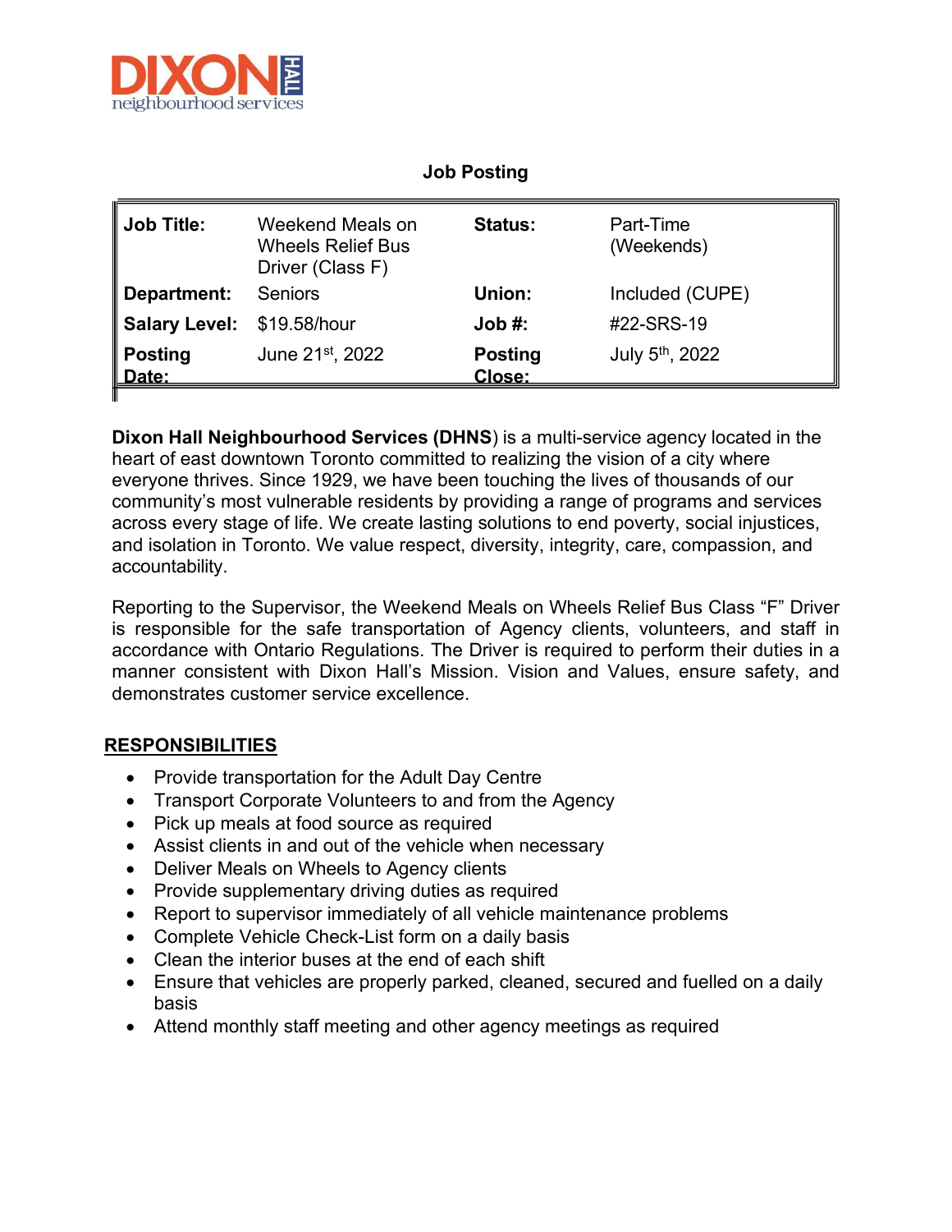DIXON HALL
neighbourhood services

## Job Posting

| Job Title: | Weekend Meals on Wheels Relief Bus Driver (Class F) | Status: | Part-Time (Weekends) |
|---|---|---|---|
| Department: | Seniors | Union: | Included (CUPE) |
| Salary Level: | $19.58/hour | Job #: | #22-SRS-19 |
| Posting Date: | June 21st, 2022 | Posting Close: | July 5th, 2022 |

**Dixon Hall Neighbourhood Services (DHNS**) is a multi-service agency located in the heart of east downtown Toronto committed to realizing the vision of a city where everyone thrives. Since 1929, we have been touching the lives of thousands of our community's most vulnerable residents by providing a range of programs and services across every stage of life. We create lasting solutions to end poverty, social injustices, and isolation in Toronto. We value respect, diversity, integrity, care, compassion, and accountability.

Reporting to the Supervisor, the Weekend Meals on Wheels Relief Bus Class "F" Driver is responsible for the safe transportation of Agency clients, volunteers, and staff in accordance with Ontario Regulations. The Driver is required to perform their duties in a manner consistent with Dixon Hall's Mission. Vision and Values, ensure safety, and demonstrates customer service excellence.

## RESPONSIBILITIES

- Provide transportation for the Adult Day Centre
- Transport Corporate Volunteers to and from the Agency
- Pick up meals at food source as required
- Assist clients in and out of the vehicle when necessary
- Deliver Meals on Wheels to Agency clients
- Provide supplementary driving duties as required
- Report to supervisor immediately of all vehicle maintenance problems
- Complete Vehicle Check-List form on a daily basis
- Clean the interior buses at the end of each shift
- Ensure that vehicles are properly parked, cleaned, secured and fuelled on a daily basis
- Attend monthly staff meeting and other agency meetings as required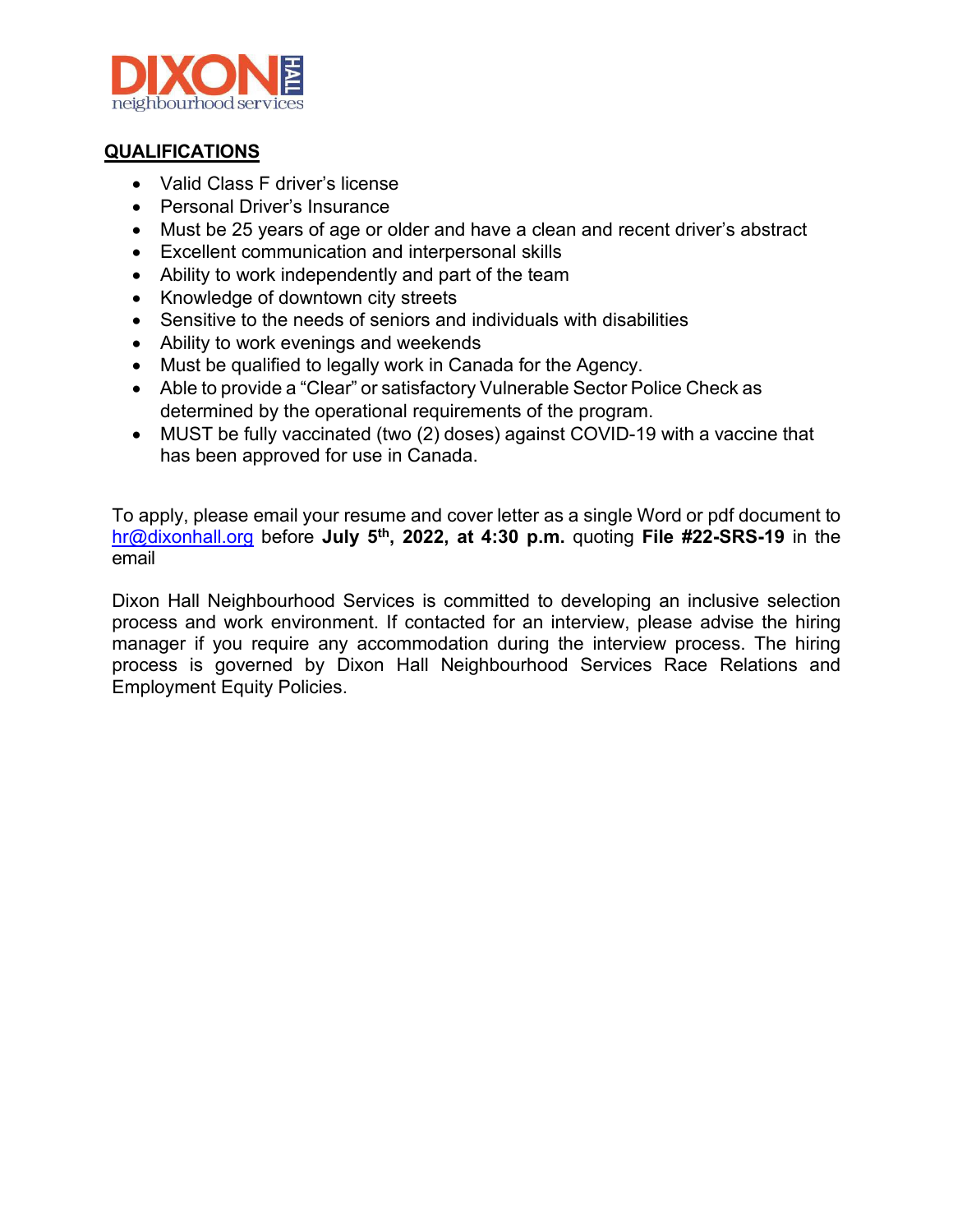## QUALIFICATIONS

- Valid Class F driver's license
- Personal Driver's Insurance
- Must be 25 years of age or older and have a clean and recent driver's abstract
- Excellent communication and interpersonal skills
- Ability to work independently and part of the team
- Knowledge of downtown city streets
- Sensitive to the needs of seniors and individuals with disabilities
- Ability to work evenings and weekends
- Must be qualified to legally work in Canada for the Agency.
- Able to provide a "Clear" or satisfactory Vulnerable Sector Police Check as determined by the operational requirements of the program.
- MUST be fully vaccinated (two (2) doses) against COVID-19 with a vaccine that has been approved for use in Canada.

To apply, please email your resume and cover letter as a single Word or pdf document to hr@dixonhall.org before **July 5th, 2022, at 4:30 p.m.** quoting **File #22-SRS-19** in the email

Dixon Hall Neighbourhood Services is committed to developing an inclusive selection process and work environment. If contacted for an interview, please advise the hiring manager if you require any accommodation during the interview process. The hiring process is governed by Dixon Hall Neighbourhood Services Race Relations and Employment Equity Policies.